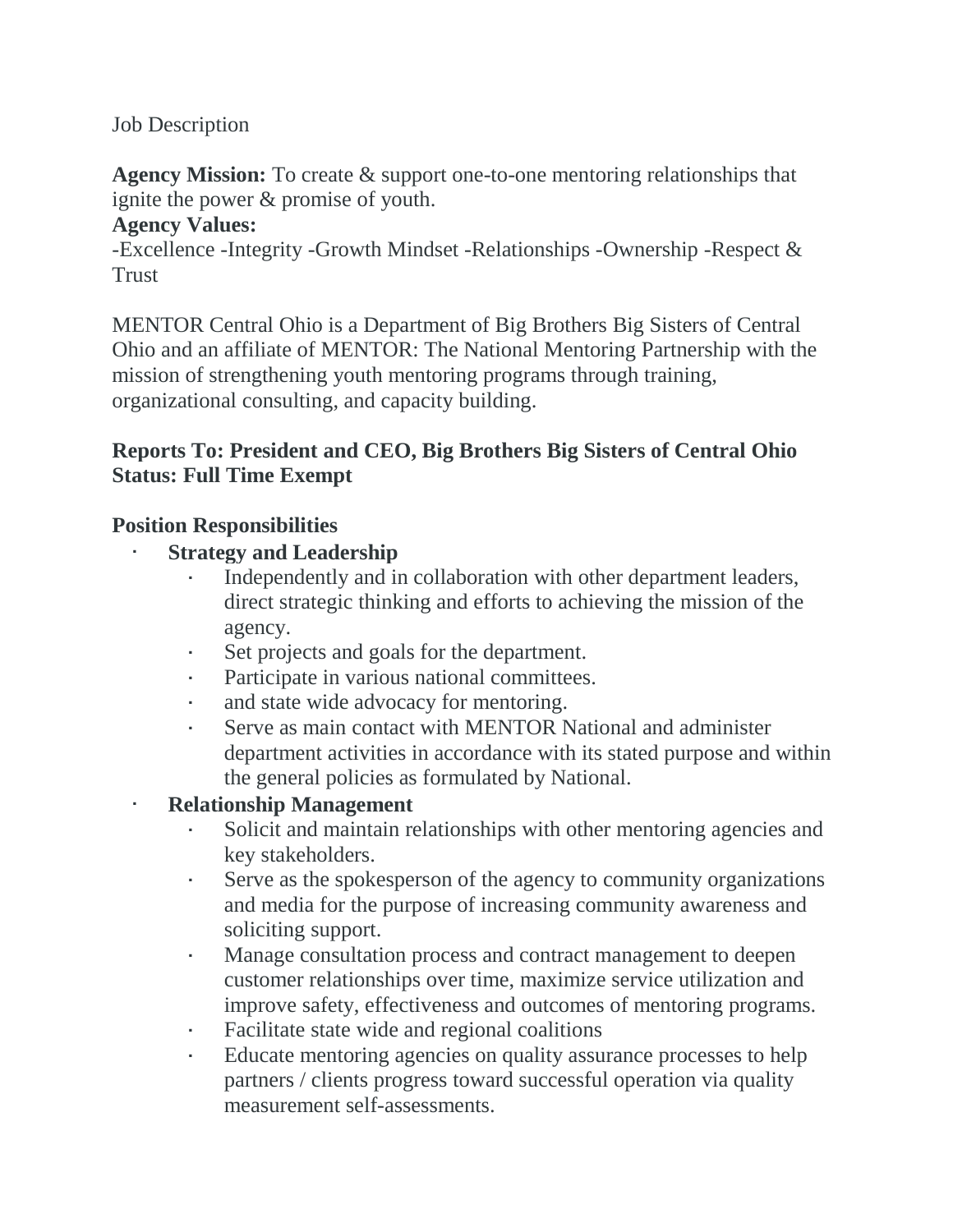Job Description

**Agency Mission:** To create & support one-to-one mentoring relationships that ignite the power & promise of youth.

**Agency Values:**

-Excellence -Integrity -Growth Mindset -Relationships -Ownership -Respect & Trust

MENTOR Central Ohio is a Department of Big Brothers Big Sisters of Central Ohio and an affiliate of MENTOR: The National Mentoring Partnership with the mission of strengthening youth mentoring programs through training, organizational consulting, and capacity building.

**Reports To: President and CEO, Big Brothers Big Sisters of Central Ohio**
**Status: Full Time Exempt**

**Position Responsibilities**

- **Strategy and Leadership**
  - Independently and in collaboration with other department leaders, direct strategic thinking and efforts to achieving the mission of the agency.
  - Set projects and goals for the department.
  - Participate in various national committees.
  - and state wide advocacy for mentoring.
  - Serve as main contact with MENTOR National and administer department activities in accordance with its stated purpose and within the general policies as formulated by National.
- **Relationship Management**
  - Solicit and maintain relationships with other mentoring agencies and key stakeholders.
  - Serve as the spokesperson of the agency to community organizations and media for the purpose of increasing community awareness and soliciting support.
  - Manage consultation process and contract management to deepen customer relationships over time, maximize service utilization and improve safety, effectiveness and outcomes of mentoring programs.
  - Facilitate state wide and regional coalitions
  - Educate mentoring agencies on quality assurance processes to help partners / clients progress toward successful operation via quality measurement self-assessments.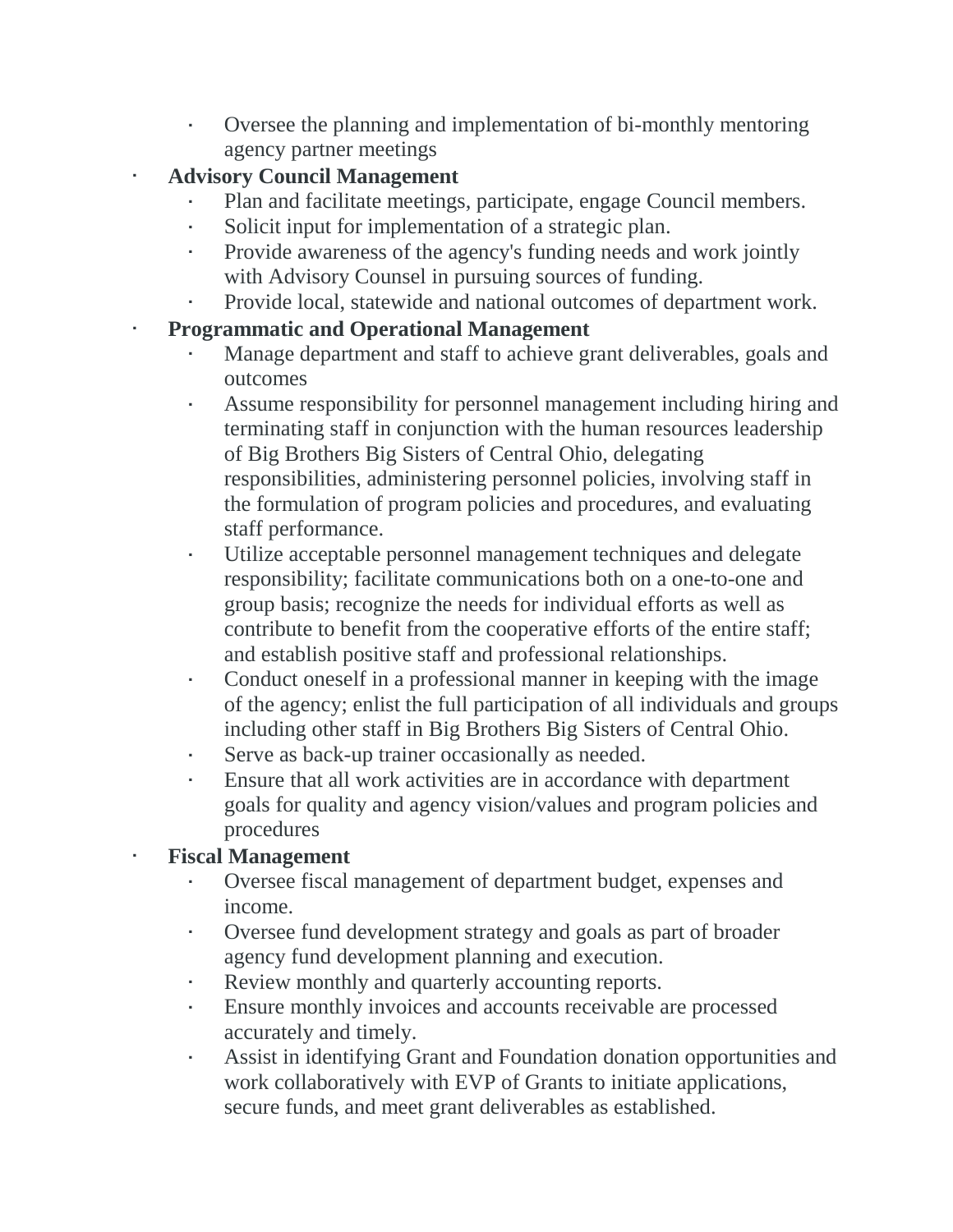- Oversee the planning and implementation of bi-monthly mentoring agency partner meetings

- **Advisory Council Management**
  - Plan and facilitate meetings, participate, engage Council members.
  - Solicit input for implementation of a strategic plan.
  - Provide awareness of the agency's funding needs and work jointly with Advisory Counsel in pursuing sources of funding.
  - Provide local, statewide and national outcomes of department work.
- **Programmatic and Operational Management**
  - Manage department and staff to achieve grant deliverables, goals and outcomes
  - Assume responsibility for personnel management including hiring and terminating staff in conjunction with the human resources leadership of Big Brothers Big Sisters of Central Ohio, delegating responsibilities, administering personnel policies, involving staff in the formulation of program policies and procedures, and evaluating staff performance.
  - Utilize acceptable personnel management techniques and delegate responsibility; facilitate communications both on a one-to-one and group basis; recognize the needs for individual efforts as well as contribute to benefit from the cooperative efforts of the entire staff; and establish positive staff and professional relationships.
  - Conduct oneself in a professional manner in keeping with the image of the agency; enlist the full participation of all individuals and groups including other staff in Big Brothers Big Sisters of Central Ohio.
  - Serve as back-up trainer occasionally as needed.
  - Ensure that all work activities are in accordance with department goals for quality and agency vision/values and program policies and procedures
- **Fiscal Management**
  - Oversee fiscal management of department budget, expenses and income.
  - Oversee fund development strategy and goals as part of broader agency fund development planning and execution.
  - Review monthly and quarterly accounting reports.
  - Ensure monthly invoices and accounts receivable are processed accurately and timely.
  - Assist in identifying Grant and Foundation donation opportunities and work collaboratively with EVP of Grants to initiate applications, secure funds, and meet grant deliverables as established.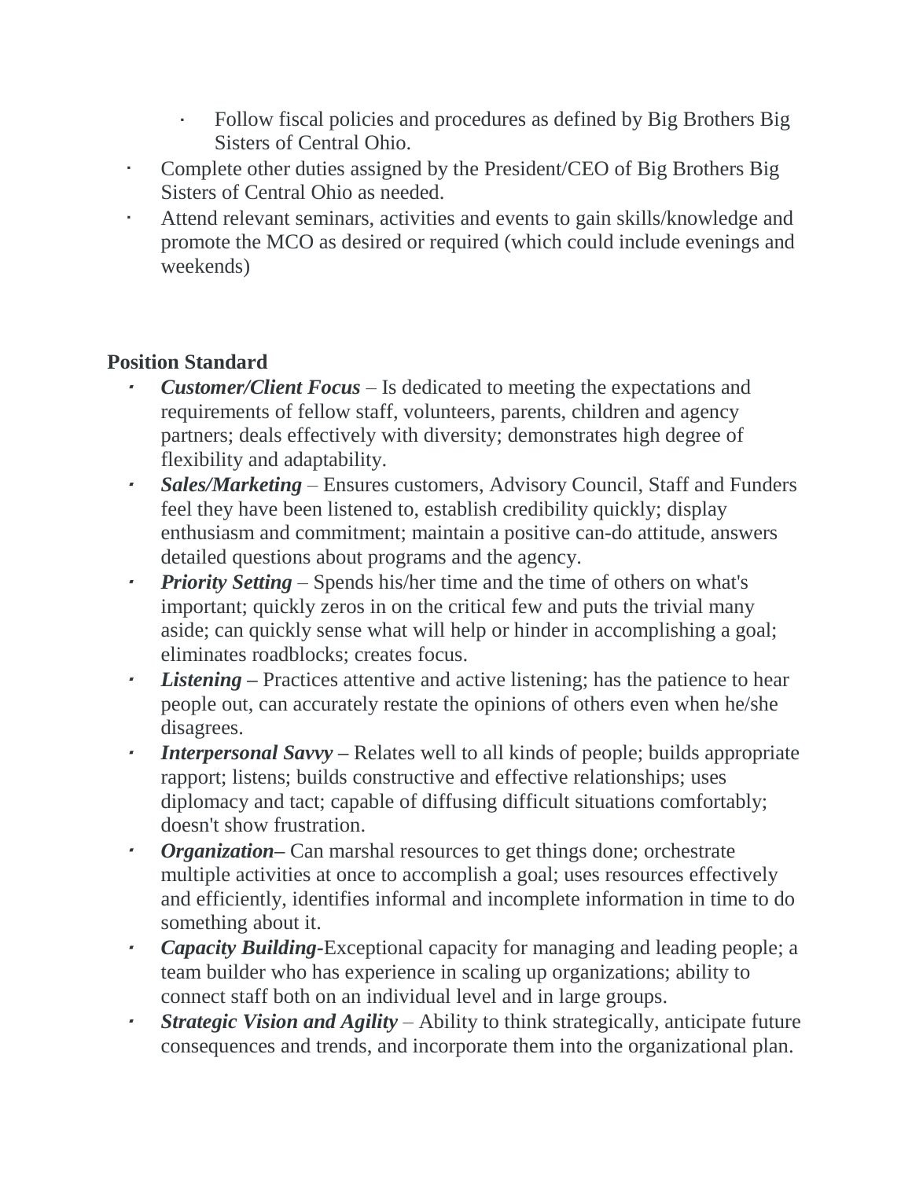- Follow fiscal policies and procedures as defined by Big Brothers Big Sisters of Central Ohio.
- Complete other duties assigned by the President/CEO of Big Brothers Big Sisters of Central Ohio as needed.
- Attend relevant seminars, activities and events to gain skills/knowledge and promote the MCO as desired or required (which could include evenings and weekends)

**Position Standard**

- ***Customer/Client Focus*** – Is dedicated to meeting the expectations and requirements of fellow staff, volunteers, parents, children and agency partners; deals effectively with diversity; demonstrates high degree of flexibility and adaptability.
- ***Sales/Marketing*** – Ensures customers, Advisory Council, Staff and Funders feel they have been listened to, establish credibility quickly; display enthusiasm and commitment; maintain a positive can-do attitude, answers detailed questions about programs and the agency.
- ***Priority Setting*** – Spends his/her time and the time of others on what's important; quickly zeros in on the critical few and puts the trivial many aside; can quickly sense what will help or hinder in accomplishing a goal; eliminates roadblocks; creates focus.
- ***Listening*** **–** Practices attentive and active listening; has the patience to hear people out, can accurately restate the opinions of others even when he/she disagrees.
- ***Interpersonal Savvy*** **–** Relates well to all kinds of people; builds appropriate rapport; listens; builds constructive and effective relationships; uses diplomacy and tact; capable of diffusing difficult situations comfortably; doesn't show frustration.
- ***Organization*****–** Can marshal resources to get things done; orchestrate multiple activities at once to accomplish a goal; uses resources effectively and efficiently, identifies informal and incomplete information in time to do something about it.
- ***Capacity Building*****-**Exceptional capacity for managing and leading people; a team builder who has experience in scaling up organizations; ability to connect staff both on an individual level and in large groups.
- ***Strategic Vision and Agility*** – Ability to think strategically, anticipate future consequences and trends, and incorporate them into the organizational plan.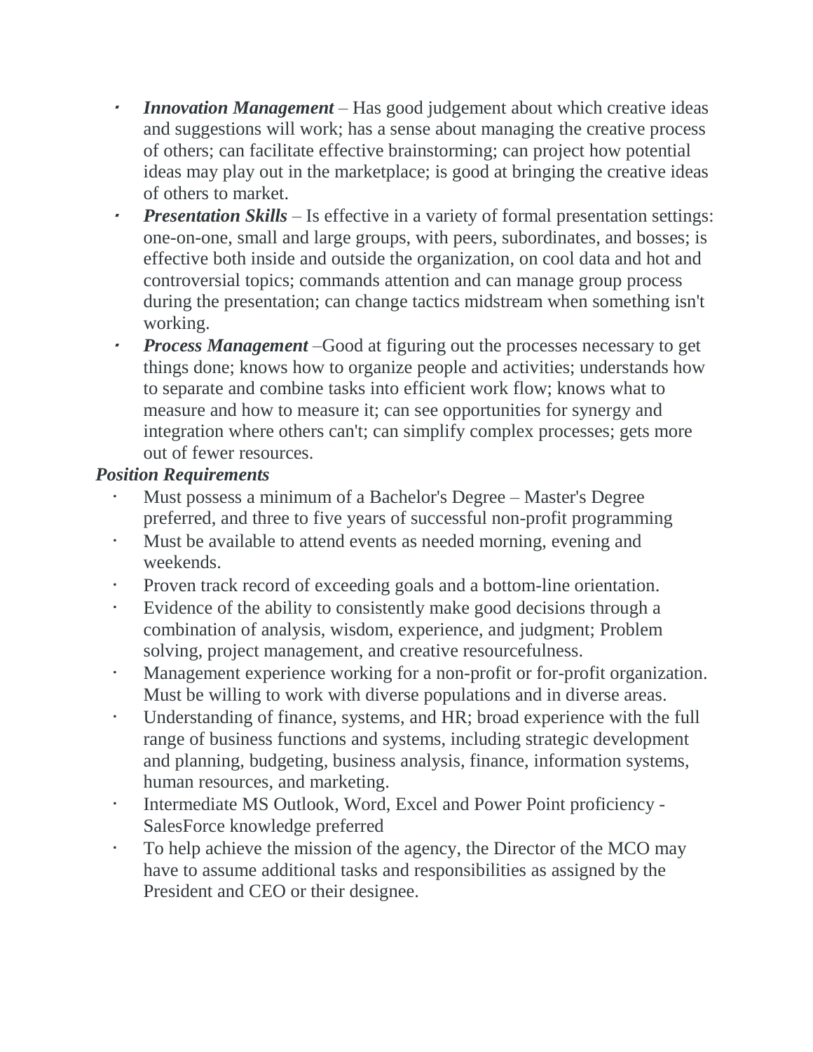- ***Innovation Management*** – Has good judgement about which creative ideas and suggestions will work; has a sense about managing the creative process of others; can facilitate effective brainstorming; can project how potential ideas may play out in the marketplace; is good at bringing the creative ideas of others to market.
- ***Presentation Skills*** – Is effective in a variety of formal presentation settings: one-on-one, small and large groups, with peers, subordinates, and bosses; is effective both inside and outside the organization, on cool data and hot and controversial topics; commands attention and can manage group process during the presentation; can change tactics midstream when something isn't working.
- ***Process Management*** –Good at figuring out the processes necessary to get things done; knows how to organize people and activities; understands how to separate and combine tasks into efficient work flow; knows what to measure and how to measure it; can see opportunities for synergy and integration where others can't; can simplify complex processes; gets more out of fewer resources.

***Position Requirements***

- Must possess a minimum of a Bachelor's Degree – Master's Degree preferred, and three to five years of successful non-profit programming
- Must be available to attend events as needed morning, evening and weekends.
- Proven track record of exceeding goals and a bottom-line orientation.
- Evidence of the ability to consistently make good decisions through a combination of analysis, wisdom, experience, and judgment; Problem solving, project management, and creative resourcefulness.
- Management experience working for a non-profit or for-profit organization. Must be willing to work with diverse populations and in diverse areas.
- Understanding of finance, systems, and HR; broad experience with the full range of business functions and systems, including strategic development and planning, budgeting, business analysis, finance, information systems, human resources, and marketing.
- Intermediate MS Outlook, Word, Excel and Power Point proficiency - SalesForce knowledge preferred
- To help achieve the mission of the agency, the Director of the MCO may have to assume additional tasks and responsibilities as assigned by the President and CEO or their designee.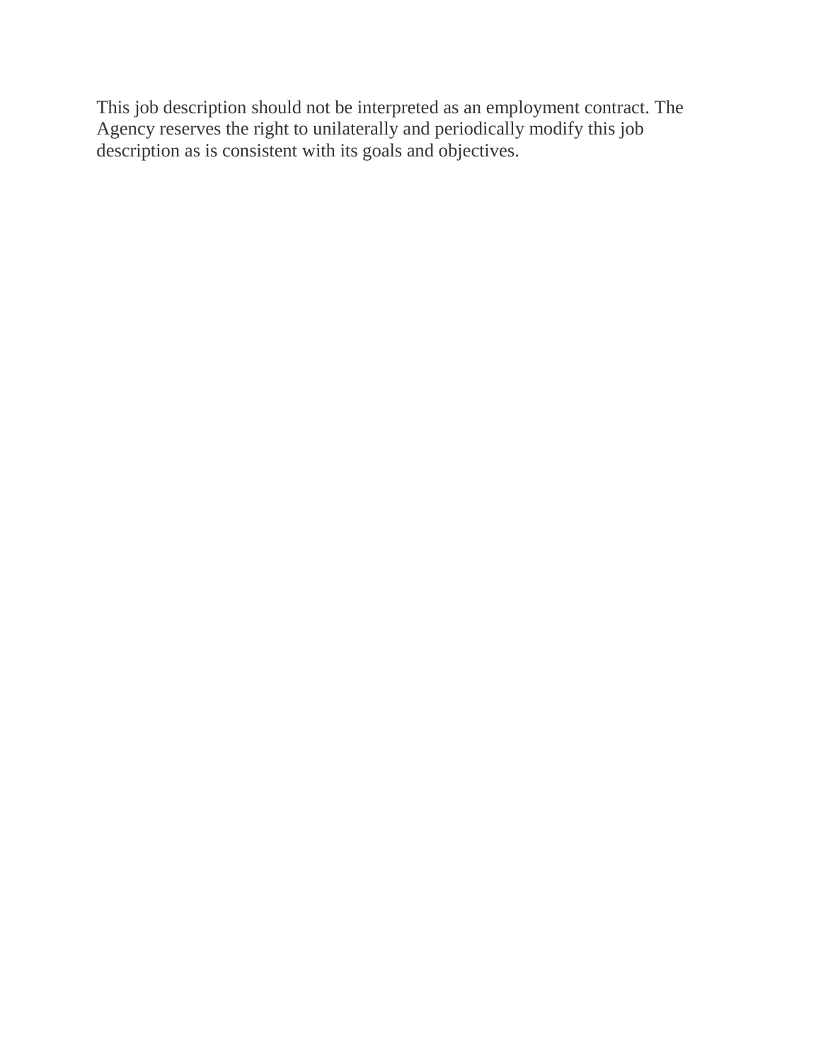This job description should not be interpreted as an employment contract. The Agency reserves the right to unilaterally and periodically modify this job description as is consistent with its goals and objectives.